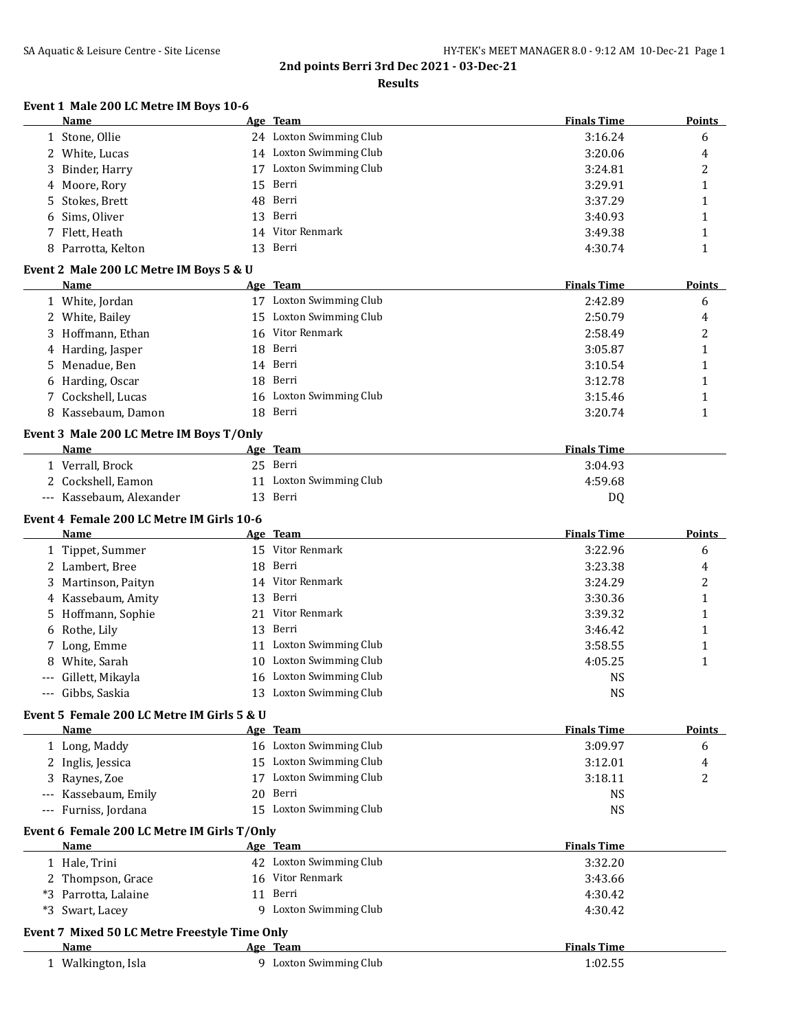SA Aquatic & Leisure Centre - Site License

**2nd points Berri 3rd Dec 2021 - 03-Dec-21**

**Results**

### Event 1 Male 200 LC Metre IM Boys 10-6

| | Name | Age | Team | Finals Time | Points |
|---|---|---|---|---|---|
| 1 | Stone, Ollie | 24 | Loxton Swimming Club | 3:16.24 | 6 |
| 2 | White, Lucas | 14 | Loxton Swimming Club | 3:20.06 | 4 |
| 3 | Binder, Harry | 17 | Loxton Swimming Club | 3:24.81 | 2 |
| 4 | Moore, Rory | 15 | Berri | 3:29.91 | 1 |
| 5 | Stokes, Brett | 48 | Berri | 3:37.29 | 1 |
| 6 | Sims, Oliver | 13 | Berri | 3:40.93 | 1 |
| 7 | Flett, Heath | 14 | Vitor Renmark | 3:49.38 | 1 |
| 8 | Parrotta, Kelton | 13 | Berri | 4:30.74 | 1 |

### Event 2 Male 200 LC Metre IM Boys 5 & U

| | Name | Age | Team | Finals Time | Points |
|---|---|---|---|---|---|
| 1 | White, Jordan | 17 | Loxton Swimming Club | 2:42.89 | 6 |
| 2 | White, Bailey | 15 | Loxton Swimming Club | 2:50.79 | 4 |
| 3 | Hoffmann, Ethan | 16 | Vitor Renmark | 2:58.49 | 2 |
| 4 | Harding, Jasper | 18 | Berri | 3:05.87 | 1 |
| 5 | Menadue, Ben | 14 | Berri | 3:10.54 | 1 |
| 6 | Harding, Oscar | 18 | Berri | 3:12.78 | 1 |
| 7 | Cockshell, Lucas | 16 | Loxton Swimming Club | 3:15.46 | 1 |
| 8 | Kassebaum, Damon | 18 | Berri | 3:20.74 | 1 |

### Event 3 Male 200 LC Metre IM Boys T/Only

| | Name | Age | Team | Finals Time |
|---|---|---|---|---|
| 1 | Verrall, Brock | 25 | Berri | 3:04.93 |
| 2 | Cockshell, Eamon | 11 | Loxton Swimming Club | 4:59.68 |
| --- | Kassebaum, Alexander | 13 | Berri | DQ |

### Event 4 Female 200 LC Metre IM Girls 10-6

| | Name | Age | Team | Finals Time | Points |
|---|---|---|---|---|---|
| 1 | Tippet, Summer | 15 | Vitor Renmark | 3:22.96 | 6 |
| 2 | Lambert, Bree | 18 | Berri | 3:23.38 | 4 |
| 3 | Martinson, Paityn | 14 | Vitor Renmark | 3:24.29 | 2 |
| 4 | Kassebaum, Amity | 13 | Berri | 3:30.36 | 1 |
| 5 | Hoffmann, Sophie | 21 | Vitor Renmark | 3:39.32 | 1 |
| 6 | Rothe, Lily | 13 | Berri | 3:46.42 | 1 |
| 7 | Long, Emme | 11 | Loxton Swimming Club | 3:58.55 | 1 |
| 8 | White, Sarah | 10 | Loxton Swimming Club | 4:05.25 | 1 |
| --- | Gillett, Mikayla | 16 | Loxton Swimming Club | NS | |
| --- | Gibbs, Saskia | 13 | Loxton Swimming Club | NS | |

### Event 5 Female 200 LC Metre IM Girls 5 & U

| | Name | Age | Team | Finals Time | Points |
|---|---|---|---|---|---|
| 1 | Long, Maddy | 16 | Loxton Swimming Club | 3:09.97 | 6 |
| 2 | Inglis, Jessica | 15 | Loxton Swimming Club | 3:12.01 | 4 |
| 3 | Raynes, Zoe | 17 | Loxton Swimming Club | 3:18.11 | 2 |
| --- | Kassebaum, Emily | 20 | Berri | NS | |
| --- | Furniss, Jordana | 15 | Loxton Swimming Club | NS | |

### Event 6 Female 200 LC Metre IM Girls T/Only

| | Name | Age | Team | Finals Time |
|---|---|---|---|---|
| 1 | Hale, Trini | 42 | Loxton Swimming Club | 3:32.20 |
| 2 | Thompson, Grace | 16 | Vitor Renmark | 3:43.66 |
| *3 | Parrotta, Lalaine | 11 | Berri | 4:30.42 |
| *3 | Swart, Lacey | 9 | Loxton Swimming Club | 4:30.42 |

### Event 7 Mixed 50 LC Metre Freestyle Time Only

| | Name | Age | Team | Finals Time |
|---|---|---|---|---|
| 1 | Walkington, Isla | 9 | Loxton Swimming Club | 1:02.55 |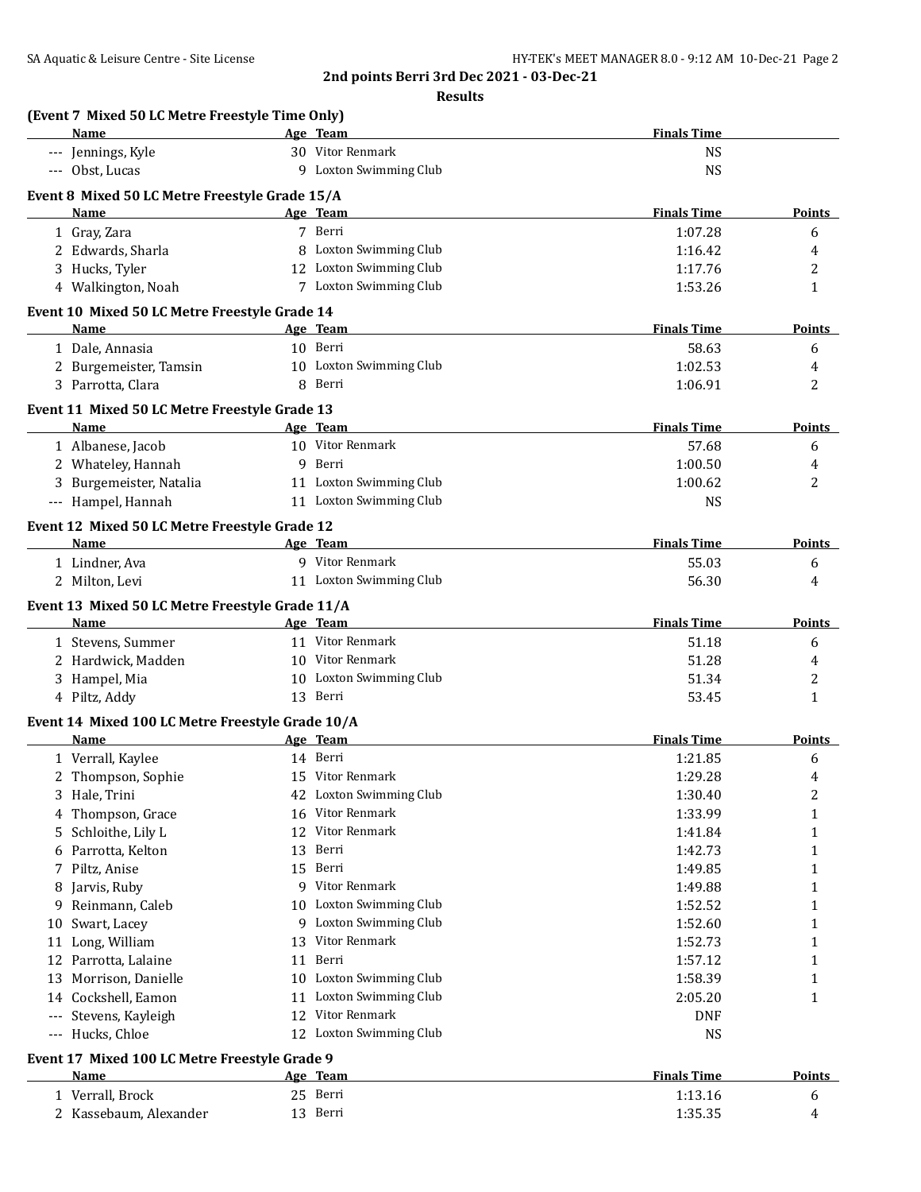## 2nd points Berri 3rd Dec 2021 - 03-Dec-21

### Results

**(Event 7 Mixed 50 LC Metre Freestyle Time Only)**

| | Name | Age | Team | Finals Time |
|---|---|---|---|---|
| --- | Jennings, Kyle | 30 | Vitor Renmark | NS |
| --- | Obst, Lucas | 9 | Loxton Swimming Club | NS |

**Event 8 Mixed 50 LC Metre Freestyle Grade 15/A**

| | Name | Age | Team | Finals Time | Points |
|---|---|---|---|---|---|
| 1 | Gray, Zara | 7 | Berri | 1:07.28 | 6 |
| 2 | Edwards, Sharla | 8 | Loxton Swimming Club | 1:16.42 | 4 |
| 3 | Hucks, Tyler | 12 | Loxton Swimming Club | 1:17.76 | 2 |
| 4 | Walkington, Noah | 7 | Loxton Swimming Club | 1:53.26 | 1 |

**Event 10 Mixed 50 LC Metre Freestyle Grade 14**

| | Name | Age | Team | Finals Time | Points |
|---|---|---|---|---|---|
| 1 | Dale, Annasia | 10 | Berri | 58.63 | 6 |
| 2 | Burgemeister, Tamsin | 10 | Loxton Swimming Club | 1:02.53 | 4 |
| 3 | Parrotta, Clara | 8 | Berri | 1:06.91 | 2 |

**Event 11 Mixed 50 LC Metre Freestyle Grade 13**

| | Name | Age | Team | Finals Time | Points |
|---|---|---|---|---|---|
| 1 | Albanese, Jacob | 10 | Vitor Renmark | 57.68 | 6 |
| 2 | Whateley, Hannah | 9 | Berri | 1:00.50 | 4 |
| 3 | Burgemeister, Natalia | 11 | Loxton Swimming Club | 1:00.62 | 2 |
| --- | Hampel, Hannah | 11 | Loxton Swimming Club | NS | |

**Event 12 Mixed 50 LC Metre Freestyle Grade 12**

| | Name | Age | Team | Finals Time | Points |
|---|---|---|---|---|---|
| 1 | Lindner, Ava | 9 | Vitor Renmark | 55.03 | 6 |
| 2 | Milton, Levi | 11 | Loxton Swimming Club | 56.30 | 4 |

**Event 13 Mixed 50 LC Metre Freestyle Grade 11/A**

| | Name | Age | Team | Finals Time | Points |
|---|---|---|---|---|---|
| 1 | Stevens, Summer | 11 | Vitor Renmark | 51.18 | 6 |
| 2 | Hardwick, Madden | 10 | Vitor Renmark | 51.28 | 4 |
| 3 | Hampel, Mia | 10 | Loxton Swimming Club | 51.34 | 2 |
| 4 | Piltz, Addy | 13 | Berri | 53.45 | 1 |

**Event 14 Mixed 100 LC Metre Freestyle Grade 10/A**

| | Name | Age | Team | Finals Time | Points |
|---|---|---|---|---|---|
| 1 | Verrall, Kaylee | 14 | Berri | 1:21.85 | 6 |
| 2 | Thompson, Sophie | 15 | Vitor Renmark | 1:29.28 | 4 |
| 3 | Hale, Trini | 42 | Loxton Swimming Club | 1:30.40 | 2 |
| 4 | Thompson, Grace | 16 | Vitor Renmark | 1:33.99 | 1 |
| 5 | Schloithe, Lily L | 12 | Vitor Renmark | 1:41.84 | 1 |
| 6 | Parrotta, Kelton | 13 | Berri | 1:42.73 | 1 |
| 7 | Piltz, Anise | 15 | Berri | 1:49.85 | 1 |
| 8 | Jarvis, Ruby | 9 | Vitor Renmark | 1:49.88 | 1 |
| 9 | Reinmann, Caleb | 10 | Loxton Swimming Club | 1:52.52 | 1 |
| 10 | Swart, Lacey | 9 | Loxton Swimming Club | 1:52.60 | 1 |
| 11 | Long, William | 13 | Vitor Renmark | 1:52.73 | 1 |
| 12 | Parrotta, Lalaine | 11 | Berri | 1:57.12 | 1 |
| 13 | Morrison, Danielle | 10 | Loxton Swimming Club | 1:58.39 | 1 |
| 14 | Cockshell, Eamon | 11 | Loxton Swimming Club | 2:05.20 | 1 |
| --- | Stevens, Kayleigh | 12 | Vitor Renmark | DNF | |
| --- | Hucks, Chloe | 12 | Loxton Swimming Club | NS | |

**Event 17 Mixed 100 LC Metre Freestyle Grade 9**

| | Name | Age | Team | Finals Time | Points |
|---|---|---|---|---|---|
| 1 | Verrall, Brock | 25 | Berri | 1:13.16 | 6 |
| 2 | Kassebaum, Alexander | 13 | Berri | 1:35.35 | 4 |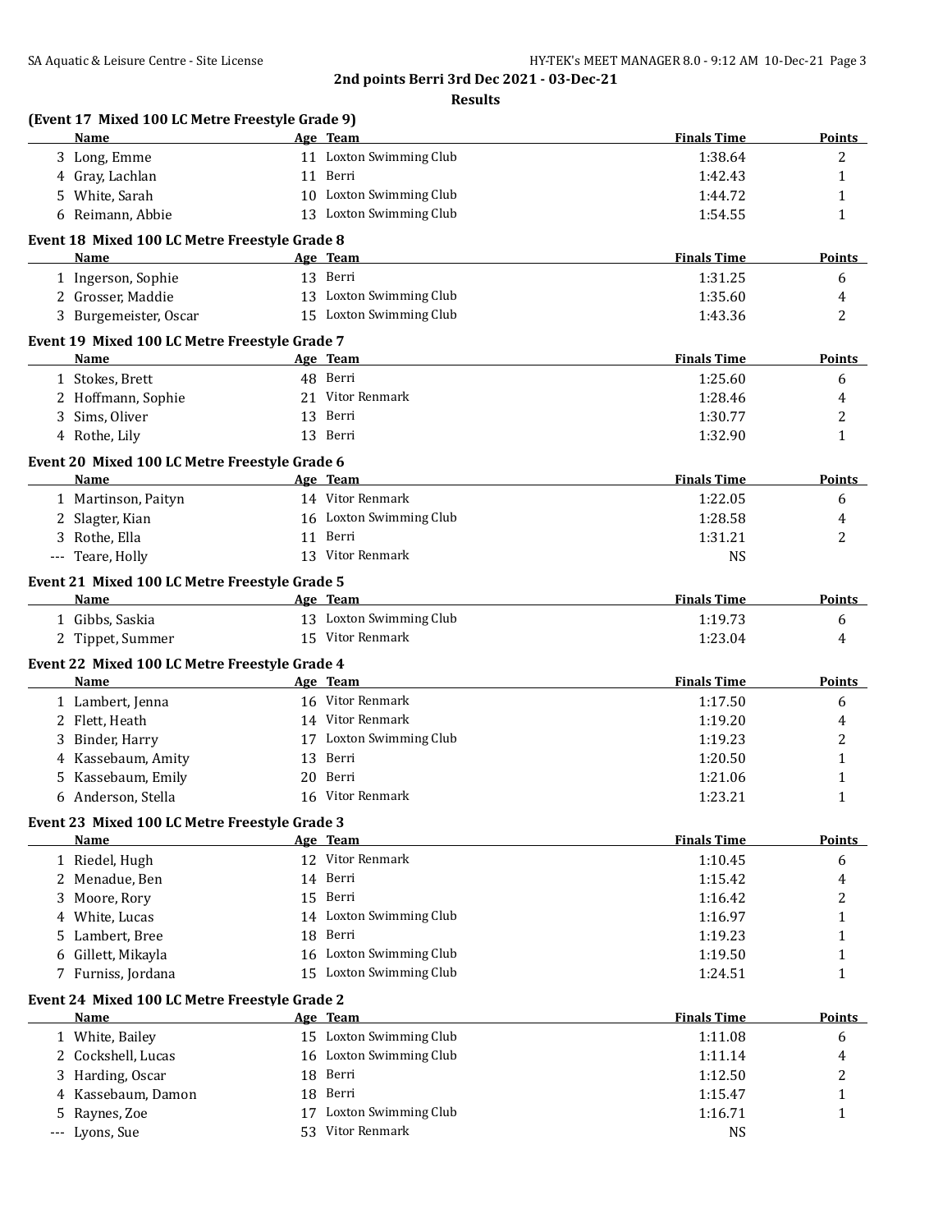## 2nd points Berri 3rd Dec 2021 - 03-Dec-21

### Results

**(Event 17 Mixed 100 LC Metre Freestyle Grade 9)**

| | Name | Age | Team | Finals Time | Points |
|---|---|---|---|---|---|
| 3 | Long, Emme | 11 | Loxton Swimming Club | 1:38.64 | 2 |
| 4 | Gray, Lachlan | 11 | Berri | 1:42.43 | 1 |
| 5 | White, Sarah | 10 | Loxton Swimming Club | 1:44.72 | 1 |
| 6 | Reimann, Abbie | 13 | Loxton Swimming Club | 1:54.55 | 1 |

**Event 18 Mixed 100 LC Metre Freestyle Grade 8**

| | Name | Age | Team | Finals Time | Points |
|---|---|---|---|---|---|
| 1 | Ingerson, Sophie | 13 | Berri | 1:31.25 | 6 |
| 2 | Grosser, Maddie | 13 | Loxton Swimming Club | 1:35.60 | 4 |
| 3 | Burgemeister, Oscar | 15 | Loxton Swimming Club | 1:43.36 | 2 |

**Event 19 Mixed 100 LC Metre Freestyle Grade 7**

| | Name | Age | Team | Finals Time | Points |
|---|---|---|---|---|---|
| 1 | Stokes, Brett | 48 | Berri | 1:25.60 | 6 |
| 2 | Hoffmann, Sophie | 21 | Vitor Renmark | 1:28.46 | 4 |
| 3 | Sims, Oliver | 13 | Berri | 1:30.77 | 2 |
| 4 | Rothe, Lily | 13 | Berri | 1:32.90 | 1 |

**Event 20 Mixed 100 LC Metre Freestyle Grade 6**

| | Name | Age | Team | Finals Time | Points |
|---|---|---|---|---|---|
| 1 | Martinson, Paityn | 14 | Vitor Renmark | 1:22.05 | 6 |
| 2 | Slagter, Kian | 16 | Loxton Swimming Club | 1:28.58 | 4 |
| 3 | Rothe, Ella | 11 | Berri | 1:31.21 | 2 |
| --- | Teare, Holly | 13 | Vitor Renmark | NS | |

**Event 21 Mixed 100 LC Metre Freestyle Grade 5**

| | Name | Age | Team | Finals Time | Points |
|---|---|---|---|---|---|
| 1 | Gibbs, Saskia | 13 | Loxton Swimming Club | 1:19.73 | 6 |
| 2 | Tippet, Summer | 15 | Vitor Renmark | 1:23.04 | 4 |

**Event 22 Mixed 100 LC Metre Freestyle Grade 4**

| | Name | Age | Team | Finals Time | Points |
|---|---|---|---|---|---|
| 1 | Lambert, Jenna | 16 | Vitor Renmark | 1:17.50 | 6 |
| 2 | Flett, Heath | 14 | Vitor Renmark | 1:19.20 | 4 |
| 3 | Binder, Harry | 17 | Loxton Swimming Club | 1:19.23 | 2 |
| 4 | Kassebaum, Amity | 13 | Berri | 1:20.50 | 1 |
| 5 | Kassebaum, Emily | 20 | Berri | 1:21.06 | 1 |
| 6 | Anderson, Stella | 16 | Vitor Renmark | 1:23.21 | 1 |

**Event 23 Mixed 100 LC Metre Freestyle Grade 3**

| | Name | Age | Team | Finals Time | Points |
|---|---|---|---|---|---|
| 1 | Riedel, Hugh | 12 | Vitor Renmark | 1:10.45 | 6 |
| 2 | Menadue, Ben | 14 | Berri | 1:15.42 | 4 |
| 3 | Moore, Rory | 15 | Berri | 1:16.42 | 2 |
| 4 | White, Lucas | 14 | Loxton Swimming Club | 1:16.97 | 1 |
| 5 | Lambert, Bree | 18 | Berri | 1:19.23 | 1 |
| 6 | Gillett, Mikayla | 16 | Loxton Swimming Club | 1:19.50 | 1 |
| 7 | Furniss, Jordana | 15 | Loxton Swimming Club | 1:24.51 | 1 |

**Event 24 Mixed 100 LC Metre Freestyle Grade 2**

| | Name | Age | Team | Finals Time | Points |
|---|---|---|---|---|---|
| 1 | White, Bailey | 15 | Loxton Swimming Club | 1:11.08 | 6 |
| 2 | Cockshell, Lucas | 16 | Loxton Swimming Club | 1:11.14 | 4 |
| 3 | Harding, Oscar | 18 | Berri | 1:12.50 | 2 |
| 4 | Kassebaum, Damon | 18 | Berri | 1:15.47 | 1 |
| 5 | Raynes, Zoe | 17 | Loxton Swimming Club | 1:16.71 | 1 |
| --- | Lyons, Sue | 53 | Vitor Renmark | NS | |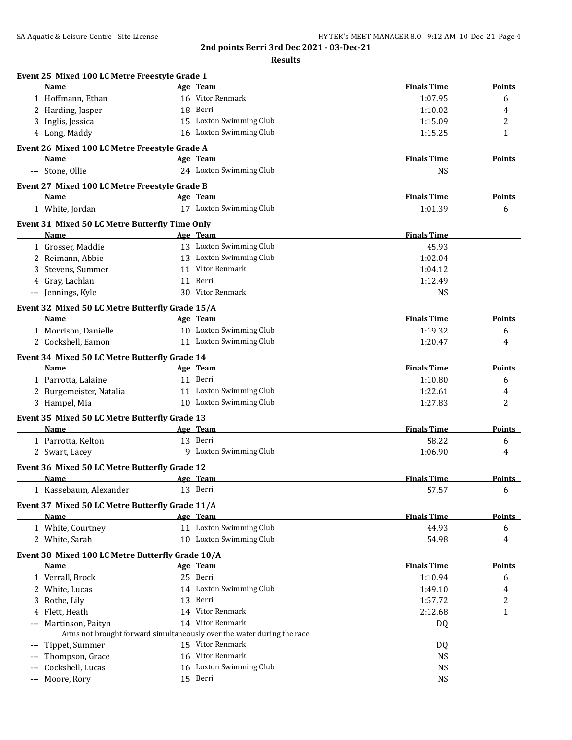## 2nd points Berri 3rd Dec 2021 - 03-Dec-21

### Results

**Event 25 Mixed 100 LC Metre Freestyle Grade 1**

| | Name | Age | Team | Finals Time | Points |
|---|---|---|---|---|---|
| 1 | Hoffmann, Ethan | 16 | Vitor Renmark | 1:07.95 | 6 |
| 2 | Harding, Jasper | 18 | Berri | 1:10.02 | 4 |
| 3 | Inglis, Jessica | 15 | Loxton Swimming Club | 1:15.09 | 2 |
| 4 | Long, Maddy | 16 | Loxton Swimming Club | 1:15.25 | 1 |

**Event 26 Mixed 100 LC Metre Freestyle Grade A**

| | Name | Age | Team | Finals Time | Points |
|---|---|---|---|---|---|
| --- | Stone, Ollie | 24 | Loxton Swimming Club | NS | |

**Event 27 Mixed 100 LC Metre Freestyle Grade B**

| | Name | Age | Team | Finals Time | Points |
|---|---|---|---|---|---|
| 1 | White, Jordan | 17 | Loxton Swimming Club | 1:01.39 | 6 |

**Event 31 Mixed 50 LC Metre Butterfly Time Only**

| | Name | Age | Team | Finals Time |
|---|---|---|---|---|
| 1 | Grosser, Maddie | 13 | Loxton Swimming Club | 45.93 |
| 2 | Reimann, Abbie | 13 | Loxton Swimming Club | 1:02.04 |
| 3 | Stevens, Summer | 11 | Vitor Renmark | 1:04.12 |
| 4 | Gray, Lachlan | 11 | Berri | 1:12.49 |
| --- | Jennings, Kyle | 30 | Vitor Renmark | NS |

**Event 32 Mixed 50 LC Metre Butterfly Grade 15/A**

| | Name | Age | Team | Finals Time | Points |
|---|---|---|---|---|---|
| 1 | Morrison, Danielle | 10 | Loxton Swimming Club | 1:19.32 | 6 |
| 2 | Cockshell, Eamon | 11 | Loxton Swimming Club | 1:20.47 | 4 |

**Event 34 Mixed 50 LC Metre Butterfly Grade 14**

| | Name | Age | Team | Finals Time | Points |
|---|---|---|---|---|---|
| 1 | Parrotta, Lalaine | 11 | Berri | 1:10.80 | 6 |
| 2 | Burgemeister, Natalia | 11 | Loxton Swimming Club | 1:22.61 | 4 |
| 3 | Hampel, Mia | 10 | Loxton Swimming Club | 1:27.83 | 2 |

**Event 35 Mixed 50 LC Metre Butterfly Grade 13**

| | Name | Age | Team | Finals Time | Points |
|---|---|---|---|---|---|
| 1 | Parrotta, Kelton | 13 | Berri | 58.22 | 6 |
| 2 | Swart, Lacey | 9 | Loxton Swimming Club | 1:06.90 | 4 |

**Event 36 Mixed 50 LC Metre Butterfly Grade 12**

| | Name | Age | Team | Finals Time | Points |
|---|---|---|---|---|---|
| 1 | Kassebaum, Alexander | 13 | Berri | 57.57 | 6 |

**Event 37 Mixed 50 LC Metre Butterfly Grade 11/A**

| | Name | Age | Team | Finals Time | Points |
|---|---|---|---|---|---|
| 1 | White, Courtney | 11 | Loxton Swimming Club | 44.93 | 6 |
| 2 | White, Sarah | 10 | Loxton Swimming Club | 54.98 | 4 |

**Event 38 Mixed 100 LC Metre Butterfly Grade 10/A**

| | Name | Age | Team | Finals Time | Points |
|---|---|---|---|---|---|
| 1 | Verrall, Brock | 25 | Berri | 1:10.94 | 6 |
| 2 | White, Lucas | 14 | Loxton Swimming Club | 1:49.10 | 4 |
| 3 | Rothe, Lily | 13 | Berri | 1:57.72 | 2 |
| 4 | Flett, Heath | 14 | Vitor Renmark | 2:12.68 | 1 |
| --- | Martinson, Paityn | 14 | Vitor Renmark | DQ | |
| | Arms not brought forward simultaneously over the water during the race | | | | |
| --- | Tippet, Summer | 15 | Vitor Renmark | DQ | |
| --- | Thompson, Grace | 16 | Vitor Renmark | NS | |
| --- | Cockshell, Lucas | 16 | Loxton Swimming Club | NS | |
| --- | Moore, Rory | 15 | Berri | NS | |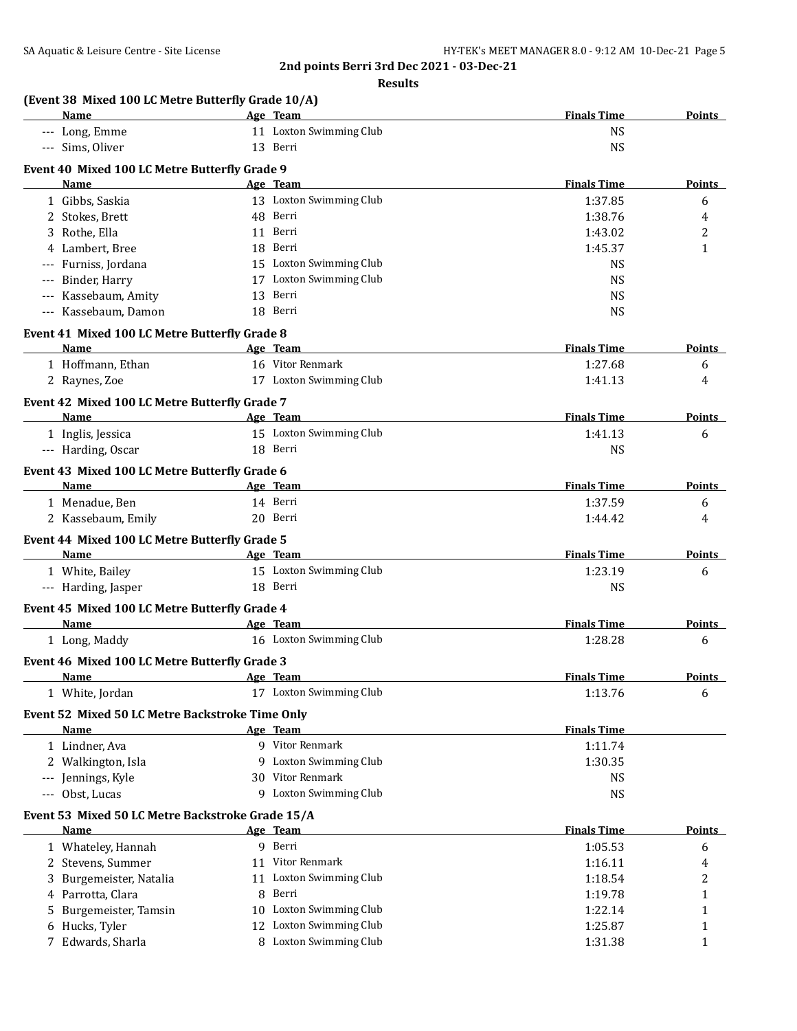**2nd points Berri 3rd Dec 2021 - 03-Dec-21**

**Results**

### (Event 38 Mixed 100 LC Metre Butterfly Grade 10/A)

| | Name | Age | Team | Finals Time | Points |
|---|---|---|---|---|---|
| --- | Long, Emme | 11 | Loxton Swimming Club | NS | |
| --- | Sims, Oliver | 13 | Berri | NS | |

### Event 40 Mixed 100 LC Metre Butterfly Grade 9

| | Name | Age | Team | Finals Time | Points |
|---|---|---|---|---|---|
| 1 | Gibbs, Saskia | 13 | Loxton Swimming Club | 1:37.85 | 6 |
| 2 | Stokes, Brett | 48 | Berri | 1:38.76 | 4 |
| 3 | Rothe, Ella | 11 | Berri | 1:43.02 | 2 |
| 4 | Lambert, Bree | 18 | Berri | 1:45.37 | 1 |
| --- | Furniss, Jordana | 15 | Loxton Swimming Club | NS | |
| --- | Binder, Harry | 17 | Loxton Swimming Club | NS | |
| --- | Kassebaum, Amity | 13 | Berri | NS | |
| --- | Kassebaum, Damon | 18 | Berri | NS | |

### Event 41 Mixed 100 LC Metre Butterfly Grade 8

| | Name | Age | Team | Finals Time | Points |
|---|---|---|---|---|---|
| 1 | Hoffmann, Ethan | 16 | Vitor Renmark | 1:27.68 | 6 |
| 2 | Raynes, Zoe | 17 | Loxton Swimming Club | 1:41.13 | 4 |

### Event 42 Mixed 100 LC Metre Butterfly Grade 7

| | Name | Age | Team | Finals Time | Points |
|---|---|---|---|---|---|
| 1 | Inglis, Jessica | 15 | Loxton Swimming Club | 1:41.13 | 6 |
| --- | Harding, Oscar | 18 | Berri | NS | |

### Event 43 Mixed 100 LC Metre Butterfly Grade 6

| | Name | Age | Team | Finals Time | Points |
|---|---|---|---|---|---|
| 1 | Menadue, Ben | 14 | Berri | 1:37.59 | 6 |
| 2 | Kassebaum, Emily | 20 | Berri | 1:44.42 | 4 |

### Event 44 Mixed 100 LC Metre Butterfly Grade 5

| | Name | Age | Team | Finals Time | Points |
|---|---|---|---|---|---|
| 1 | White, Bailey | 15 | Loxton Swimming Club | 1:23.19 | 6 |
| --- | Harding, Jasper | 18 | Berri | NS | |

### Event 45 Mixed 100 LC Metre Butterfly Grade 4

| | Name | Age | Team | Finals Time | Points |
|---|---|---|---|---|---|
| 1 | Long, Maddy | 16 | Loxton Swimming Club | 1:28.28 | 6 |

### Event 46 Mixed 100 LC Metre Butterfly Grade 3

| | Name | Age | Team | Finals Time | Points |
|---|---|---|---|---|---|
| 1 | White, Jordan | 17 | Loxton Swimming Club | 1:13.76 | 6 |

### Event 52 Mixed 50 LC Metre Backstroke Time Only

| | Name | Age | Team | Finals Time |
|---|---|---|---|---|
| 1 | Lindner, Ava | 9 | Vitor Renmark | 1:11.74 |
| 2 | Walkington, Isla | 9 | Loxton Swimming Club | 1:30.35 |
| --- | Jennings, Kyle | 30 | Vitor Renmark | NS |
| --- | Obst, Lucas | 9 | Loxton Swimming Club | NS |

### Event 53 Mixed 50 LC Metre Backstroke Grade 15/A

| | Name | Age | Team | Finals Time | Points |
|---|---|---|---|---|---|
| 1 | Whateley, Hannah | 9 | Berri | 1:05.53 | 6 |
| 2 | Stevens, Summer | 11 | Vitor Renmark | 1:16.11 | 4 |
| 3 | Burgemeister, Natalia | 11 | Loxton Swimming Club | 1:18.54 | 2 |
| 4 | Parrotta, Clara | 8 | Berri | 1:19.78 | 1 |
| 5 | Burgemeister, Tamsin | 10 | Loxton Swimming Club | 1:22.14 | 1 |
| 6 | Hucks, Tyler | 12 | Loxton Swimming Club | 1:25.87 | 1 |
| 7 | Edwards, Sharla | 8 | Loxton Swimming Club | 1:31.38 | 1 |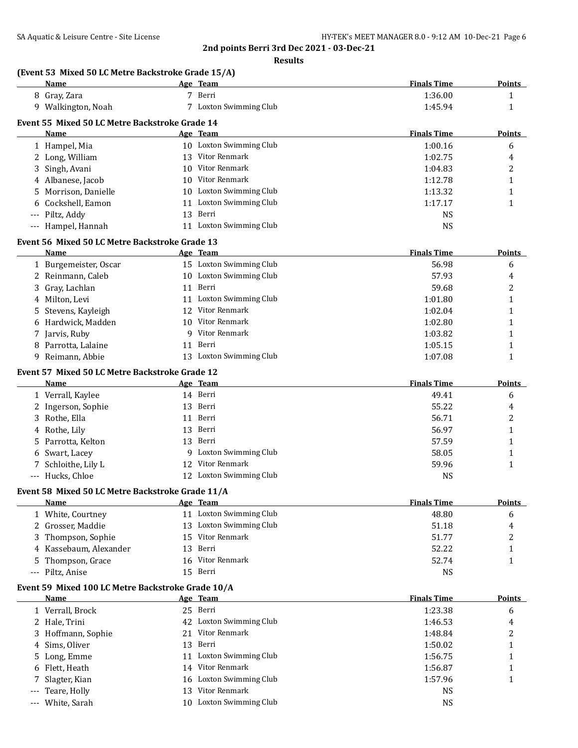## 2nd points Berri 3rd Dec 2021 - 03-Dec-21

### Results

**(Event 53 Mixed 50 LC Metre Backstroke Grade 15/A)**

| | Name | Age | Team | Finals Time | Points |
|---|---|---|---|---|---|
| 8 | Gray, Zara | 7 | Berri | 1:36.00 | 1 |
| 9 | Walkington, Noah | 7 | Loxton Swimming Club | 1:45.94 | 1 |

**Event 55 Mixed 50 LC Metre Backstroke Grade 14**

| | Name | Age | Team | Finals Time | Points |
|---|---|---|---|---|---|
| 1 | Hampel, Mia | 10 | Loxton Swimming Club | 1:00.16 | 6 |
| 2 | Long, William | 13 | Vitor Renmark | 1:02.75 | 4 |
| 3 | Singh, Avani | 10 | Vitor Renmark | 1:04.83 | 2 |
| 4 | Albanese, Jacob | 10 | Vitor Renmark | 1:12.78 | 1 |
| 5 | Morrison, Danielle | 10 | Loxton Swimming Club | 1:13.32 | 1 |
| 6 | Cockshell, Eamon | 11 | Loxton Swimming Club | 1:17.17 | 1 |
| --- | Piltz, Addy | 13 | Berri | NS | |
| --- | Hampel, Hannah | 11 | Loxton Swimming Club | NS | |

**Event 56 Mixed 50 LC Metre Backstroke Grade 13**

| | Name | Age | Team | Finals Time | Points |
|---|---|---|---|---|---|
| 1 | Burgemeister, Oscar | 15 | Loxton Swimming Club | 56.98 | 6 |
| 2 | Reinmann, Caleb | 10 | Loxton Swimming Club | 57.93 | 4 |
| 3 | Gray, Lachlan | 11 | Berri | 59.68 | 2 |
| 4 | Milton, Levi | 11 | Loxton Swimming Club | 1:01.80 | 1 |
| 5 | Stevens, Kayleigh | 12 | Vitor Renmark | 1:02.04 | 1 |
| 6 | Hardwick, Madden | 10 | Vitor Renmark | 1:02.80 | 1 |
| 7 | Jarvis, Ruby | 9 | Vitor Renmark | 1:03.82 | 1 |
| 8 | Parrotta, Lalaine | 11 | Berri | 1:05.15 | 1 |
| 9 | Reimann, Abbie | 13 | Loxton Swimming Club | 1:07.08 | 1 |

**Event 57 Mixed 50 LC Metre Backstroke Grade 12**

| | Name | Age | Team | Finals Time | Points |
|---|---|---|---|---|---|
| 1 | Verrall, Kaylee | 14 | Berri | 49.41 | 6 |
| 2 | Ingerson, Sophie | 13 | Berri | 55.22 | 4 |
| 3 | Rothe, Ella | 11 | Berri | 56.71 | 2 |
| 4 | Rothe, Lily | 13 | Berri | 56.97 | 1 |
| 5 | Parrotta, Kelton | 13 | Berri | 57.59 | 1 |
| 6 | Swart, Lacey | 9 | Loxton Swimming Club | 58.05 | 1 |
| 7 | Schloithe, Lily L | 12 | Vitor Renmark | 59.96 | 1 |
| --- | Hucks, Chloe | 12 | Loxton Swimming Club | NS | |

**Event 58 Mixed 50 LC Metre Backstroke Grade 11/A**

| | Name | Age | Team | Finals Time | Points |
|---|---|---|---|---|---|
| 1 | White, Courtney | 11 | Loxton Swimming Club | 48.80 | 6 |
| 2 | Grosser, Maddie | 13 | Loxton Swimming Club | 51.18 | 4 |
| 3 | Thompson, Sophie | 15 | Vitor Renmark | 51.77 | 2 |
| 4 | Kassebaum, Alexander | 13 | Berri | 52.22 | 1 |
| 5 | Thompson, Grace | 16 | Vitor Renmark | 52.74 | 1 |
| --- | Piltz, Anise | 15 | Berri | NS | |

**Event 59 Mixed 100 LC Metre Backstroke Grade 10/A**

| | Name | Age | Team | Finals Time | Points |
|---|---|---|---|---|---|
| 1 | Verrall, Brock | 25 | Berri | 1:23.38 | 6 |
| 2 | Hale, Trini | 42 | Loxton Swimming Club | 1:46.53 | 4 |
| 3 | Hoffmann, Sophie | 21 | Vitor Renmark | 1:48.84 | 2 |
| 4 | Sims, Oliver | 13 | Berri | 1:50.02 | 1 |
| 5 | Long, Emme | 11 | Loxton Swimming Club | 1:56.75 | 1 |
| 6 | Flett, Heath | 14 | Vitor Renmark | 1:56.87 | 1 |
| 7 | Slagter, Kian | 16 | Loxton Swimming Club | 1:57.96 | 1 |
| --- | Teare, Holly | 13 | Vitor Renmark | NS | |
| --- | White, Sarah | 10 | Loxton Swimming Club | NS | |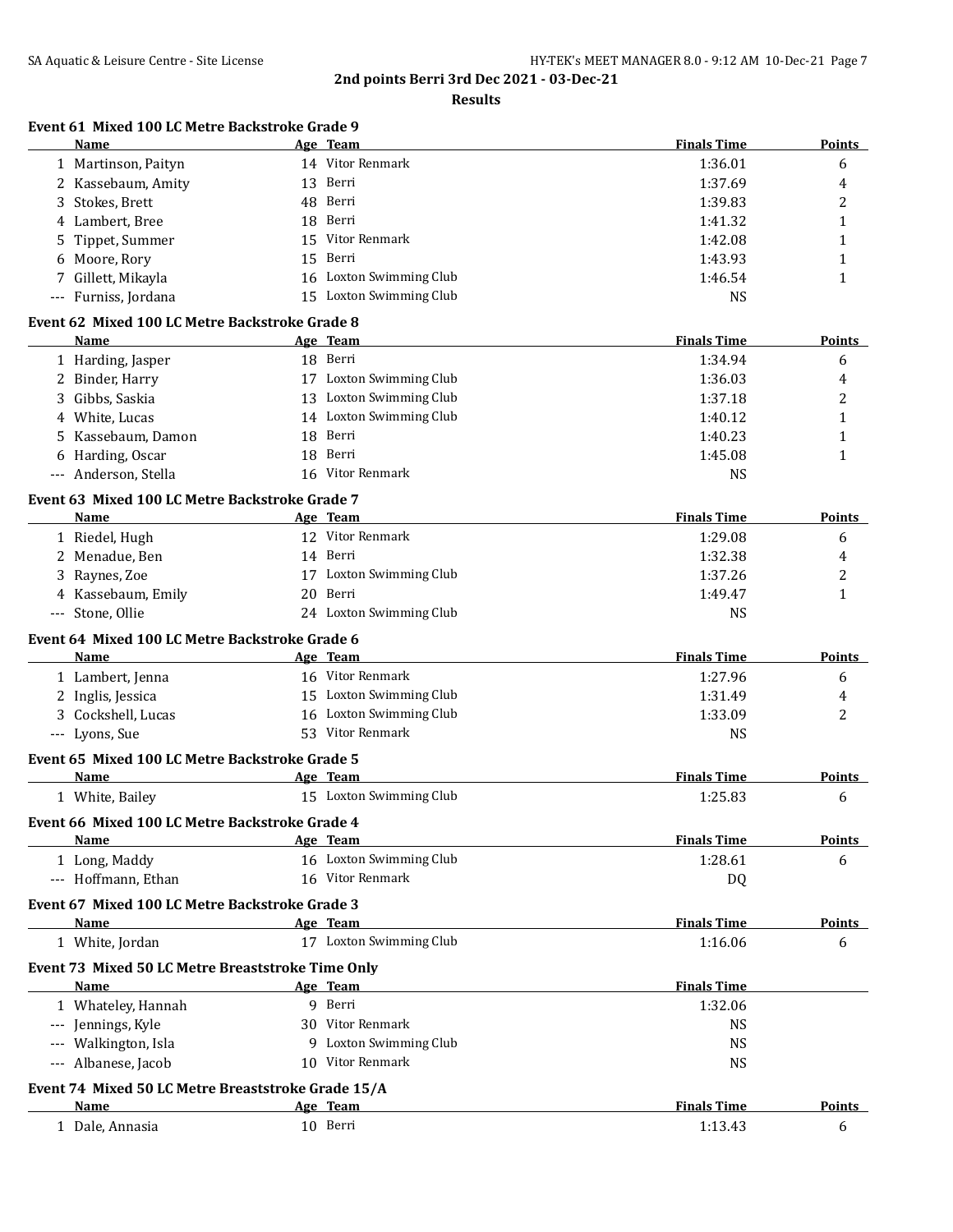## 2nd points Berri 3rd Dec 2021 - 03-Dec-21

### Results

#### Event 61 Mixed 100 LC Metre Backstroke Grade 9

| | Name | Age | Team | Finals Time | Points |
|---|---|---|---|---|---|
| 1 | Martinson, Paityn | 14 | Vitor Renmark | 1:36.01 | 6 |
| 2 | Kassebaum, Amity | 13 | Berri | 1:37.69 | 4 |
| 3 | Stokes, Brett | 48 | Berri | 1:39.83 | 2 |
| 4 | Lambert, Bree | 18 | Berri | 1:41.32 | 1 |
| 5 | Tippet, Summer | 15 | Vitor Renmark | 1:42.08 | 1 |
| 6 | Moore, Rory | 15 | Berri | 1:43.93 | 1 |
| 7 | Gillett, Mikayla | 16 | Loxton Swimming Club | 1:46.54 | 1 |
| --- | Furniss, Jordana | 15 | Loxton Swimming Club | NS | |

#### Event 62 Mixed 100 LC Metre Backstroke Grade 8

| | Name | Age | Team | Finals Time | Points |
|---|---|---|---|---|---|
| 1 | Harding, Jasper | 18 | Berri | 1:34.94 | 6 |
| 2 | Binder, Harry | 17 | Loxton Swimming Club | 1:36.03 | 4 |
| 3 | Gibbs, Saskia | 13 | Loxton Swimming Club | 1:37.18 | 2 |
| 4 | White, Lucas | 14 | Loxton Swimming Club | 1:40.12 | 1 |
| 5 | Kassebaum, Damon | 18 | Berri | 1:40.23 | 1 |
| 6 | Harding, Oscar | 18 | Berri | 1:45.08 | 1 |
| --- | Anderson, Stella | 16 | Vitor Renmark | NS | |

#### Event 63 Mixed 100 LC Metre Backstroke Grade 7

| | Name | Age | Team | Finals Time | Points |
|---|---|---|---|---|---|
| 1 | Riedel, Hugh | 12 | Vitor Renmark | 1:29.08 | 6 |
| 2 | Menadue, Ben | 14 | Berri | 1:32.38 | 4 |
| 3 | Raynes, Zoe | 17 | Loxton Swimming Club | 1:37.26 | 2 |
| 4 | Kassebaum, Emily | 20 | Berri | 1:49.47 | 1 |
| --- | Stone, Ollie | 24 | Loxton Swimming Club | NS | |

#### Event 64 Mixed 100 LC Metre Backstroke Grade 6

| | Name | Age | Team | Finals Time | Points |
|---|---|---|---|---|---|
| 1 | Lambert, Jenna | 16 | Vitor Renmark | 1:27.96 | 6 |
| 2 | Inglis, Jessica | 15 | Loxton Swimming Club | 1:31.49 | 4 |
| 3 | Cockshell, Lucas | 16 | Loxton Swimming Club | 1:33.09 | 2 |
| --- | Lyons, Sue | 53 | Vitor Renmark | NS | |

#### Event 65 Mixed 100 LC Metre Backstroke Grade 5

| | Name | Age | Team | Finals Time | Points |
|---|---|---|---|---|---|
| 1 | White, Bailey | 15 | Loxton Swimming Club | 1:25.83 | 6 |

#### Event 66 Mixed 100 LC Metre Backstroke Grade 4

| | Name | Age | Team | Finals Time | Points |
|---|---|---|---|---|---|
| 1 | Long, Maddy | 16 | Loxton Swimming Club | 1:28.61 | 6 |
| --- | Hoffmann, Ethan | 16 | Vitor Renmark | DQ | |

#### Event 67 Mixed 100 LC Metre Backstroke Grade 3

| | Name | Age | Team | Finals Time | Points |
|---|---|---|---|---|---|
| 1 | White, Jordan | 17 | Loxton Swimming Club | 1:16.06 | 6 |

#### Event 73 Mixed 50 LC Metre Breaststroke Time Only

| | Name | Age | Team | Finals Time |
|---|---|---|---|---|
| 1 | Whateley, Hannah | 9 | Berri | 1:32.06 |
| --- | Jennings, Kyle | 30 | Vitor Renmark | NS |
| --- | Walkington, Isla | 9 | Loxton Swimming Club | NS |
| --- | Albanese, Jacob | 10 | Vitor Renmark | NS |

#### Event 74 Mixed 50 LC Metre Breaststroke Grade 15/A

| | Name | Age | Team | Finals Time | Points |
|---|---|---|---|---|---|
| 1 | Dale, Annasia | 10 | Berri | 1:13.43 | 6 |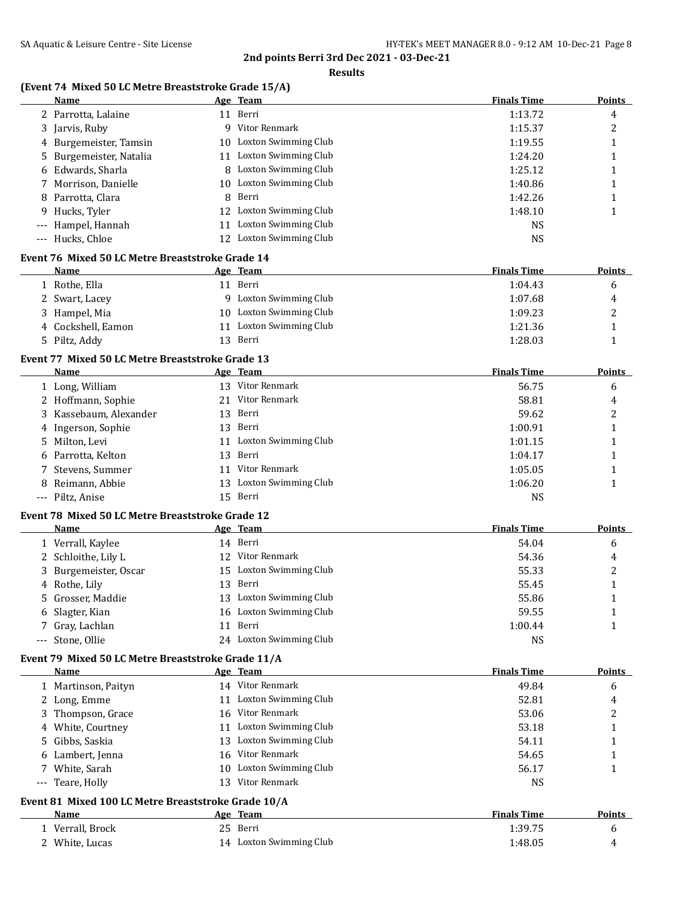## 2nd points Berri 3rd Dec 2021 - 03-Dec-21

### Results

### (Event 74 Mixed 50 LC Metre Breaststroke Grade 15/A)

| | Name | Age | Team | Finals Time | Points |
|---|---|---|---|---|---|
| 2 | Parrotta, Lalaine | 11 | Berri | 1:13.72 | 4 |
| 3 | Jarvis, Ruby | 9 | Vitor Renmark | 1:15.37 | 2 |
| 4 | Burgemeister, Tamsin | 10 | Loxton Swimming Club | 1:19.55 | 1 |
| 5 | Burgemeister, Natalia | 11 | Loxton Swimming Club | 1:24.20 | 1 |
| 6 | Edwards, Sharla | 8 | Loxton Swimming Club | 1:25.12 | 1 |
| 7 | Morrison, Danielle | 10 | Loxton Swimming Club | 1:40.86 | 1 |
| 8 | Parrotta, Clara | 8 | Berri | 1:42.26 | 1 |
| 9 | Hucks, Tyler | 12 | Loxton Swimming Club | 1:48.10 | 1 |
| --- | Hampel, Hannah | 11 | Loxton Swimming Club | NS | |
| --- | Hucks, Chloe | 12 | Loxton Swimming Club | NS | |

### Event 76 Mixed 50 LC Metre Breaststroke Grade 14

| | Name | Age | Team | Finals Time | Points |
|---|---|---|---|---|---|
| 1 | Rothe, Ella | 11 | Berri | 1:04.43 | 6 |
| 2 | Swart, Lacey | 9 | Loxton Swimming Club | 1:07.68 | 4 |
| 3 | Hampel, Mia | 10 | Loxton Swimming Club | 1:09.23 | 2 |
| 4 | Cockshell, Eamon | 11 | Loxton Swimming Club | 1:21.36 | 1 |
| 5 | Piltz, Addy | 13 | Berri | 1:28.03 | 1 |

### Event 77 Mixed 50 LC Metre Breaststroke Grade 13

| | Name | Age | Team | Finals Time | Points |
|---|---|---|---|---|---|
| 1 | Long, William | 13 | Vitor Renmark | 56.75 | 6 |
| 2 | Hoffmann, Sophie | 21 | Vitor Renmark | 58.81 | 4 |
| 3 | Kassebaum, Alexander | 13 | Berri | 59.62 | 2 |
| 4 | Ingerson, Sophie | 13 | Berri | 1:00.91 | 1 |
| 5 | Milton, Levi | 11 | Loxton Swimming Club | 1:01.15 | 1 |
| 6 | Parrotta, Kelton | 13 | Berri | 1:04.17 | 1 |
| 7 | Stevens, Summer | 11 | Vitor Renmark | 1:05.05 | 1 |
| 8 | Reimann, Abbie | 13 | Loxton Swimming Club | 1:06.20 | 1 |
| --- | Piltz, Anise | 15 | Berri | NS | |

### Event 78 Mixed 50 LC Metre Breaststroke Grade 12

| | Name | Age | Team | Finals Time | Points |
|---|---|---|---|---|---|
| 1 | Verrall, Kaylee | 14 | Berri | 54.04 | 6 |
| 2 | Schloithe, Lily L | 12 | Vitor Renmark | 54.36 | 4 |
| 3 | Burgemeister, Oscar | 15 | Loxton Swimming Club | 55.33 | 2 |
| 4 | Rothe, Lily | 13 | Berri | 55.45 | 1 |
| 5 | Grosser, Maddie | 13 | Loxton Swimming Club | 55.86 | 1 |
| 6 | Slagter, Kian | 16 | Loxton Swimming Club | 59.55 | 1 |
| 7 | Gray, Lachlan | 11 | Berri | 1:00.44 | 1 |
| --- | Stone, Ollie | 24 | Loxton Swimming Club | NS | |

### Event 79 Mixed 50 LC Metre Breaststroke Grade 11/A

| | Name | Age | Team | Finals Time | Points |
|---|---|---|---|---|---|
| 1 | Martinson, Paityn | 14 | Vitor Renmark | 49.84 | 6 |
| 2 | Long, Emme | 11 | Loxton Swimming Club | 52.81 | 4 |
| 3 | Thompson, Grace | 16 | Vitor Renmark | 53.06 | 2 |
| 4 | White, Courtney | 11 | Loxton Swimming Club | 53.18 | 1 |
| 5 | Gibbs, Saskia | 13 | Loxton Swimming Club | 54.11 | 1 |
| 6 | Lambert, Jenna | 16 | Vitor Renmark | 54.65 | 1 |
| 7 | White, Sarah | 10 | Loxton Swimming Club | 56.17 | 1 |
| --- | Teare, Holly | 13 | Vitor Renmark | NS | |

### Event 81 Mixed 100 LC Metre Breaststroke Grade 10/A

| | Name | Age | Team | Finals Time | Points |
|---|---|---|---|---|---|
| 1 | Verrall, Brock | 25 | Berri | 1:39.75 | 6 |
| 2 | White, Lucas | 14 | Loxton Swimming Club | 1:48.05 | 4 |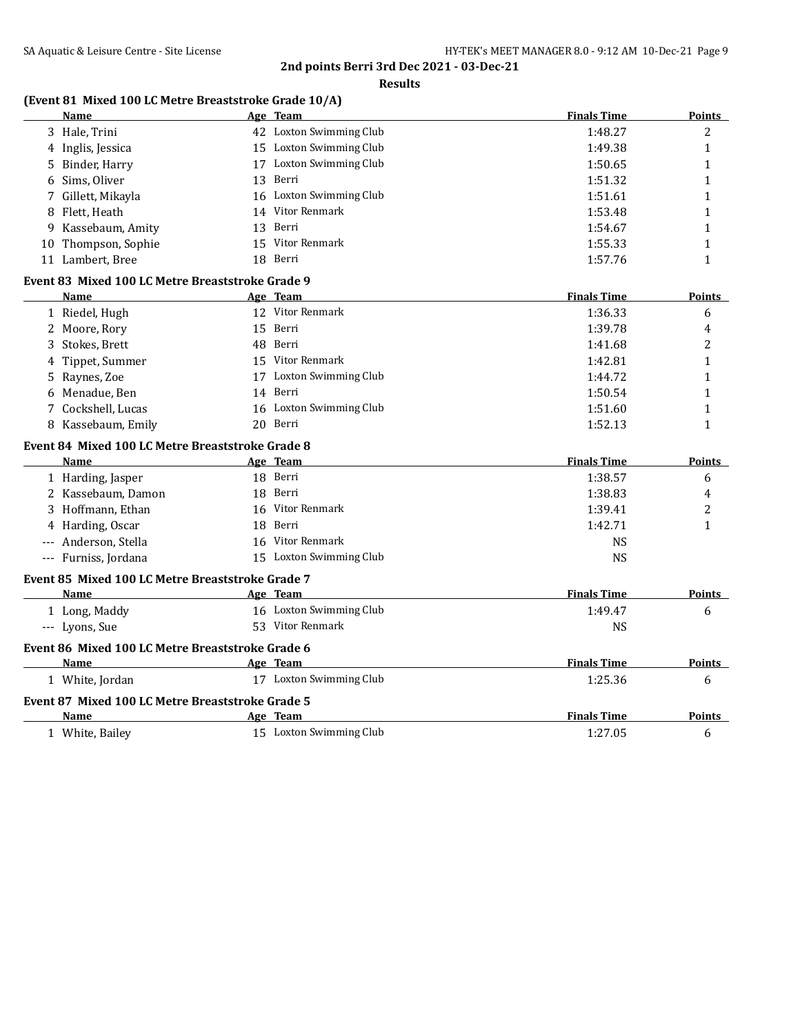## 2nd points Berri 3rd Dec 2021 - 03-Dec-21

### Results

**(Event 81 Mixed 100 LC Metre Breaststroke Grade 10/A)**

| | Name | Age | Team | Finals Time | Points |
|---|---|---|---|---|---|
| 3 | Hale, Trini | 42 | Loxton Swimming Club | 1:48.27 | 2 |
| 4 | Inglis, Jessica | 15 | Loxton Swimming Club | 1:49.38 | 1 |
| 5 | Binder, Harry | 17 | Loxton Swimming Club | 1:50.65 | 1 |
| 6 | Sims, Oliver | 13 | Berri | 1:51.32 | 1 |
| 7 | Gillett, Mikayla | 16 | Loxton Swimming Club | 1:51.61 | 1 |
| 8 | Flett, Heath | 14 | Vitor Renmark | 1:53.48 | 1 |
| 9 | Kassebaum, Amity | 13 | Berri | 1:54.67 | 1 |
| 10 | Thompson, Sophie | 15 | Vitor Renmark | 1:55.33 | 1 |
| 11 | Lambert, Bree | 18 | Berri | 1:57.76 | 1 |

**Event 83 Mixed 100 LC Metre Breaststroke Grade 9**

| | Name | Age | Team | Finals Time | Points |
|---|---|---|---|---|---|
| 1 | Riedel, Hugh | 12 | Vitor Renmark | 1:36.33 | 6 |
| 2 | Moore, Rory | 15 | Berri | 1:39.78 | 4 |
| 3 | Stokes, Brett | 48 | Berri | 1:41.68 | 2 |
| 4 | Tippet, Summer | 15 | Vitor Renmark | 1:42.81 | 1 |
| 5 | Raynes, Zoe | 17 | Loxton Swimming Club | 1:44.72 | 1 |
| 6 | Menadue, Ben | 14 | Berri | 1:50.54 | 1 |
| 7 | Cockshell, Lucas | 16 | Loxton Swimming Club | 1:51.60 | 1 |
| 8 | Kassebaum, Emily | 20 | Berri | 1:52.13 | 1 |

**Event 84 Mixed 100 LC Metre Breaststroke Grade 8**

| | Name | Age | Team | Finals Time | Points |
|---|---|---|---|---|---|
| 1 | Harding, Jasper | 18 | Berri | 1:38.57 | 6 |
| 2 | Kassebaum, Damon | 18 | Berri | 1:38.83 | 4 |
| 3 | Hoffmann, Ethan | 16 | Vitor Renmark | 1:39.41 | 2 |
| 4 | Harding, Oscar | 18 | Berri | 1:42.71 | 1 |
| --- | Anderson, Stella | 16 | Vitor Renmark | NS | |
| --- | Furniss, Jordana | 15 | Loxton Swimming Club | NS | |

**Event 85 Mixed 100 LC Metre Breaststroke Grade 7**

| | Name | Age | Team | Finals Time | Points |
|---|---|---|---|---|---|
| 1 | Long, Maddy | 16 | Loxton Swimming Club | 1:49.47 | 6 |
| --- | Lyons, Sue | 53 | Vitor Renmark | NS | |

**Event 86 Mixed 100 LC Metre Breaststroke Grade 6**

| | Name | Age | Team | Finals Time | Points |
|---|---|---|---|---|---|
| 1 | White, Jordan | 17 | Loxton Swimming Club | 1:25.36 | 6 |

**Event 87 Mixed 100 LC Metre Breaststroke Grade 5**

| | Name | Age | Team | Finals Time | Points |
|---|---|---|---|---|---|
| 1 | White, Bailey | 15 | Loxton Swimming Club | 1:27.05 | 6 |